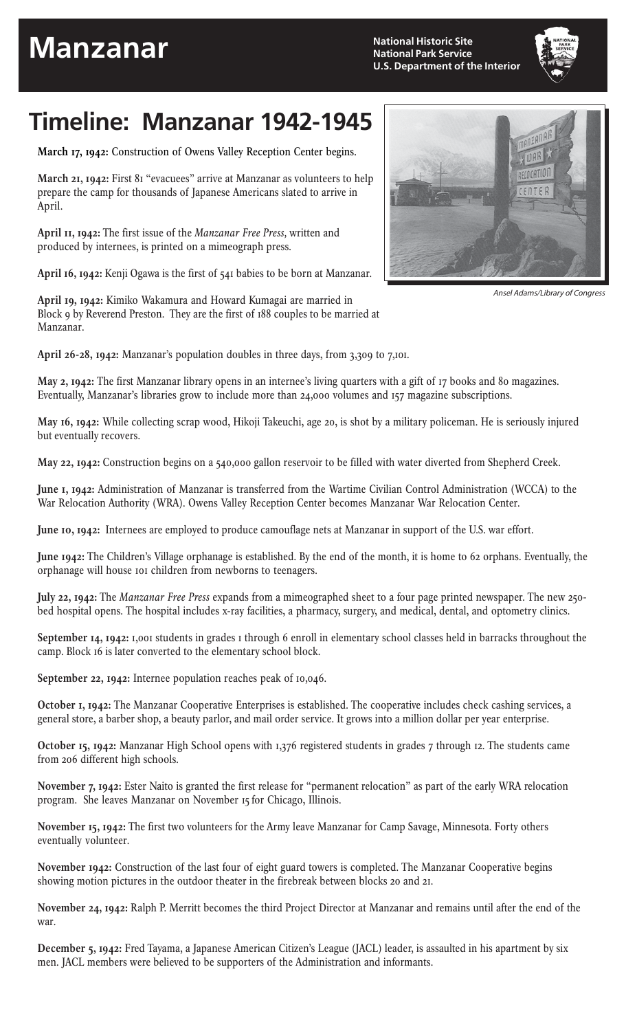# Manzanar

National Historic Site
National Park Service
U.S. Department of the Interior

## Timeline: Manzanar 1942-1945

Ansel Adams/Library of Congress

**March 17, 1942:** Construction of Owens Valley Reception Center begins.

**March 21, 1942:** First 81 "evacuees" arrive at Manzanar as volunteers to help prepare the camp for thousands of Japanese Americans slated to arrive in April.

**April 11, 1942:** The first issue of the *Manzanar Free Press*, written and produced by internees, is printed on a mimeograph press.

**April 16, 1942:** Kenji Ogawa is the first of 541 babies to be born at Manzanar.

**April 19, 1942:** Kimiko Wakamura and Howard Kumagai are married in Block 9 by Reverend Preston. They are the first of 188 couples to be married at Manzanar.

**April 26-28, 1942:** Manzanar's population doubles in three days, from 3,309 to 7,101.

**May 2, 1942:** The first Manzanar library opens in an internee's living quarters with a gift of 17 books and 80 magazines. Eventually, Manzanar's libraries grow to include more than 24,000 volumes and 157 magazine subscriptions.

**May 16, 1942:** While collecting scrap wood, Hikoji Takeuchi, age 20, is shot by a military policeman. He is seriously injured but eventually recovers.

**May 22, 1942:** Construction begins on a 540,000 gallon reservoir to be filled with water diverted from Shepherd Creek.

**June 1, 1942:** Administration of Manzanar is transferred from the Wartime Civilian Control Administration (WCCA) to the War Relocation Authority (WRA). Owens Valley Reception Center becomes Manzanar War Relocation Center.

**June 10, 1942:** Internees are employed to produce camouflage nets at Manzanar in support of the U.S. war effort.

**June 1942:** The Children's Village orphanage is established. By the end of the month, it is home to 62 orphans. Eventually, the orphanage will house 101 children from newborns to teenagers.

**July 22, 1942:** The *Manzanar Free Press* expands from a mimeographed sheet to a four page printed newspaper. The new 250-bed hospital opens. The hospital includes x-ray facilities, a pharmacy, surgery, and medical, dental, and optometry clinics.

**September 14, 1942:** 1,001 students in grades 1 through 6 enroll in elementary school classes held in barracks throughout the camp. Block 16 is later converted to the elementary school block.

**September 22, 1942:** Internee population reaches peak of 10,046.

**October 1, 1942:** The Manzanar Cooperative Enterprises is established. The cooperative includes check cashing services, a general store, a barber shop, a beauty parlor, and mail order service. It grows into a million dollar per year enterprise.

**October 15, 1942:** Manzanar High School opens with 1,376 registered students in grades 7 through 12. The students came from 206 different high schools.

**November 7, 1942:** Ester Naito is granted the first release for "permanent relocation" as part of the early WRA relocation program. She leaves Manzanar on November 15 for Chicago, Illinois.

**November 15, 1942:** The first two volunteers for the Army leave Manzanar for Camp Savage, Minnesota. Forty others eventually volunteer.

**November 1942:** Construction of the last four of eight guard towers is completed. The Manzanar Cooperative begins showing motion pictures in the outdoor theater in the firebreak between blocks 20 and 21.

**November 24, 1942:** Ralph P. Merritt becomes the third Project Director at Manzanar and remains until after the end of the war.

**December 5, 1942:** Fred Tayama, a Japanese American Citizen's League (JACL) leader, is assaulted in his apartment by six men. JACL members were believed to be supporters of the Administration and informants.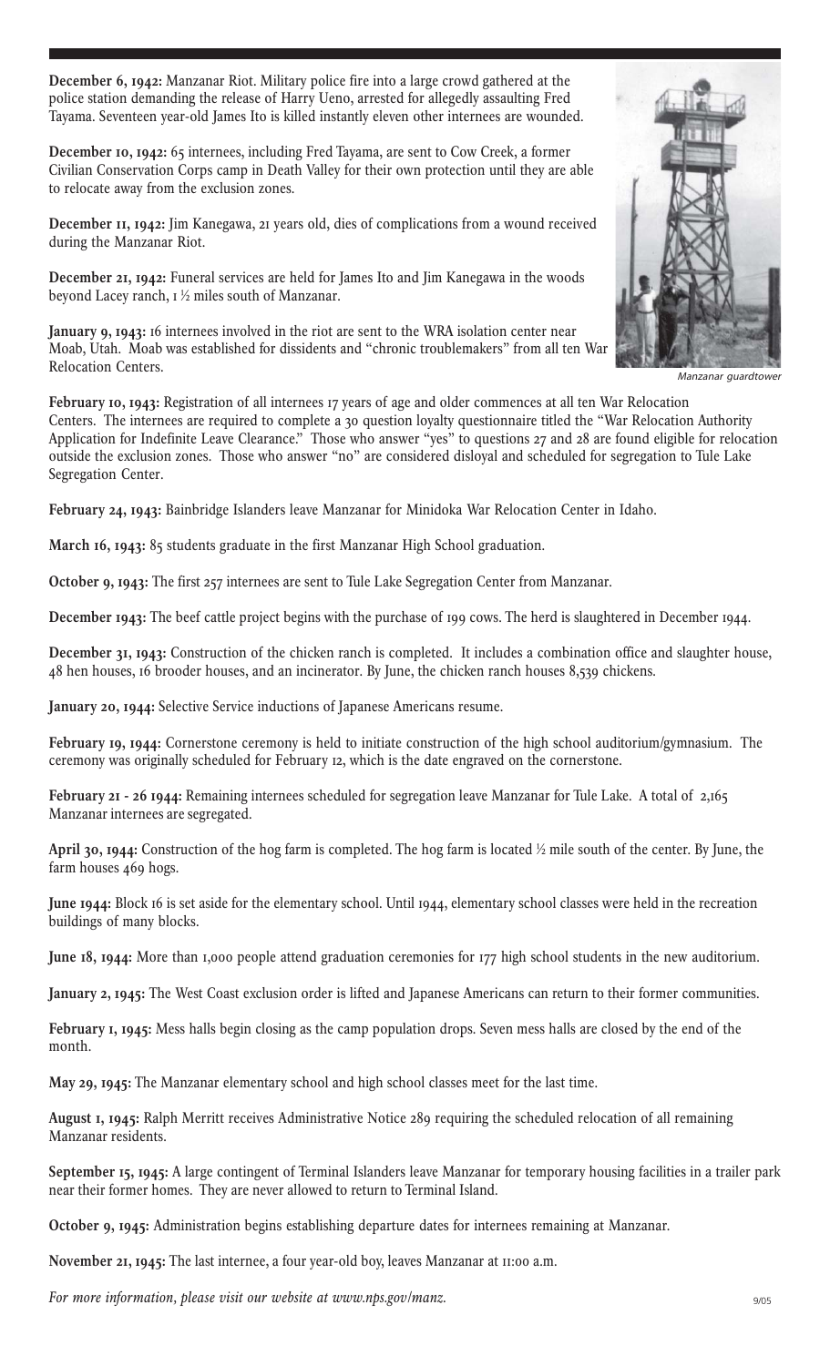**December 6, 1942:** Manzanar Riot. Military police fire into a large crowd gathered at the police station demanding the release of Harry Ueno, arrested for allegedly assaulting Fred Tayama. Seventeen year-old James Ito is killed instantly eleven other internees are wounded.

**December 10, 1942:** 65 internees, including Fred Tayama, are sent to Cow Creek, a former Civilian Conservation Corps camp in Death Valley for their own protection until they are able to relocate away from the exclusion zones.

**December 11, 1942:** Jim Kanegawa, 21 years old, dies of complications from a wound received during the Manzanar Riot.

**December 21, 1942:** Funeral services are held for James Ito and Jim Kanegawa in the woods beyond Lacey ranch, 1 ½ miles south of Manzanar.

**January 9, 1943:** 16 internees involved in the riot are sent to the WRA isolation center near Moab, Utah. Moab was established for dissidents and "chronic troublemakers" from all ten War Relocation Centers.

*Manzanar guardtower*

**February 10, 1943:** Registration of all internees 17 years of age and older commences at all ten War Relocation Centers. The internees are required to complete a 30 question loyalty questionnaire titled the "War Relocation Authority Application for Indefinite Leave Clearance." Those who answer "yes" to questions 27 and 28 are found eligible for relocation outside the exclusion zones. Those who answer "no" are considered disloyal and scheduled for segregation to Tule Lake Segregation Center.

**February 24, 1943:** Bainbridge Islanders leave Manzanar for Minidoka War Relocation Center in Idaho.

**March 16, 1943:** 85 students graduate in the first Manzanar High School graduation.

**October 9, 1943:** The first 257 internees are sent to Tule Lake Segregation Center from Manzanar.

**December 1943:** The beef cattle project begins with the purchase of 199 cows. The herd is slaughtered in December 1944.

**December 31, 1943:** Construction of the chicken ranch is completed. It includes a combination office and slaughter house, 48 hen houses, 16 brooder houses, and an incinerator. By June, the chicken ranch houses 8,539 chickens.

**January 20, 1944:** Selective Service inductions of Japanese Americans resume.

**February 19, 1944:** Cornerstone ceremony is held to initiate construction of the high school auditorium/gymnasium. The ceremony was originally scheduled for February 12, which is the date engraved on the cornerstone.

**February 21 - 26 1944:** Remaining internees scheduled for segregation leave Manzanar for Tule Lake. A total of 2,165 Manzanar internees are segregated.

**April 30, 1944:** Construction of the hog farm is completed. The hog farm is located ½ mile south of the center. By June, the farm houses 469 hogs.

**June 1944:** Block 16 is set aside for the elementary school. Until 1944, elementary school classes were held in the recreation buildings of many blocks.

**June 18, 1944:** More than 1,000 people attend graduation ceremonies for 177 high school students in the new auditorium.

**January 2, 1945:** The West Coast exclusion order is lifted and Japanese Americans can return to their former communities.

**February 1, 1945:** Mess halls begin closing as the camp population drops. Seven mess halls are closed by the end of the month.

**May 29, 1945:** The Manzanar elementary school and high school classes meet for the last time.

**August 1, 1945:** Ralph Merritt receives Administrative Notice 289 requiring the scheduled relocation of all remaining Manzanar residents.

**September 15, 1945:** A large contingent of Terminal Islanders leave Manzanar for temporary housing facilities in a trailer park near their former homes. They are never allowed to return to Terminal Island.

**October 9, 1945:** Administration begins establishing departure dates for internees remaining at Manzanar.

**November 21, 1945:** The last internee, a four year-old boy, leaves Manzanar at 11:00 a.m.

*For more information, please visit our website at www.nps.gov/manz.*

9/05